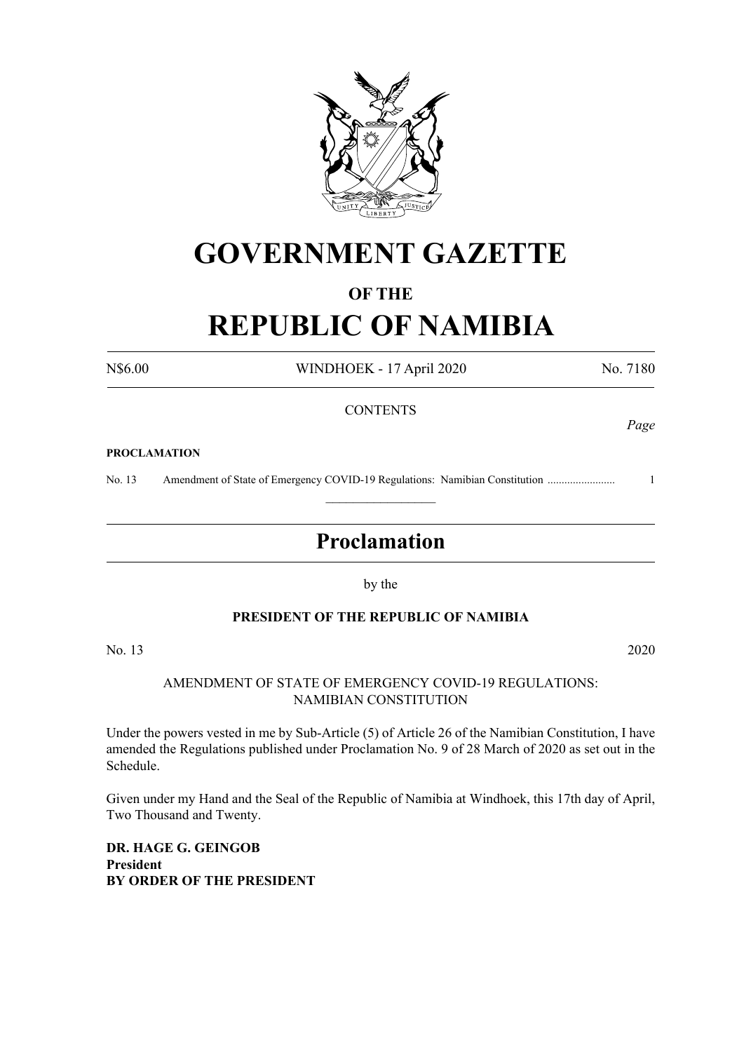# GOVERNMENT GAZETTE

## OF THE

# REPUBLIC OF NAMIBIA

N$6.00 WINDHOEK - 17 April 2020 No. 7180

CONTENTS

*Page*

**PROCLAMATION**

No. 13 Amendment of State of Emergency COVID-19 Regulations: Namibian Constitution ........................ 1

---

## Proclamation

by the

**PRESIDENT OF THE REPUBLIC OF NAMIBIA**

No. 13 2020

AMENDMENT OF STATE OF EMERGENCY COVID-19 REGULATIONS: NAMIBIAN CONSTITUTION

Under the powers vested in me by Sub-Article (5) of Article 26 of the Namibian Constitution, I have amended the Regulations published under Proclamation No. 9 of 28 March of 2020 as set out in the Schedule.

Given under my Hand and the Seal of the Republic of Namibia at Windhoek, this 17th day of April, Two Thousand and Twenty.

**DR. HAGE G. GEINGOB**
**President**
**BY ORDER OF THE PRESIDENT**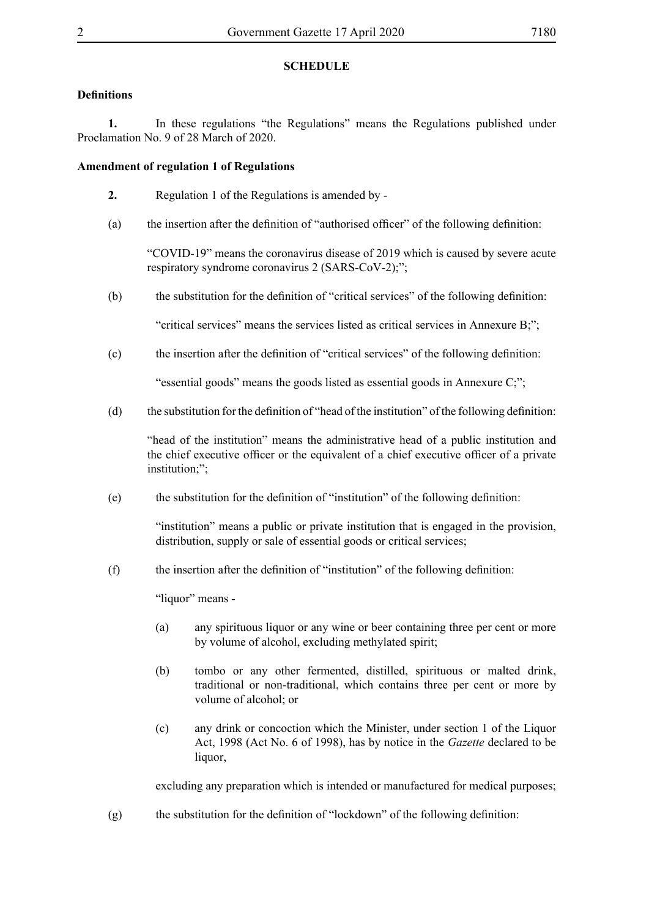## SCHEDULE

### Definitions

**1.** In these regulations "the Regulations" means the Regulations published under Proclamation No. 9 of 28 March of 2020.

### Amendment of regulation 1 of Regulations

**2.** Regulation 1 of the Regulations is amended by -

(a) the insertion after the definition of "authorised officer" of the following definition:

"COVID-19" means the coronavirus disease of 2019 which is caused by severe acute respiratory syndrome coronavirus 2 (SARS-CoV-2);";

(b) the substitution for the definition of "critical services" of the following definition:

"critical services" means the services listed as critical services in Annexure B;";

(c) the insertion after the definition of "critical services" of the following definition:

"essential goods" means the goods listed as essential goods in Annexure C;";

(d) the substitution for the definition of "head of the institution" of the following definition:

"head of the institution" means the administrative head of a public institution and the chief executive officer or the equivalent of a chief executive officer of a private institution;";

(e) the substitution for the definition of "institution" of the following definition:

"institution" means a public or private institution that is engaged in the provision, distribution, supply or sale of essential goods or critical services;

(f) the insertion after the definition of "institution" of the following definition:

"liquor" means -

(a) any spirituous liquor or any wine or beer containing three per cent or more by volume of alcohol, excluding methylated spirit;

(b) tombo or any other fermented, distilled, spirituous or malted drink, traditional or non-traditional, which contains three per cent or more by volume of alcohol; or

(c) any drink or concoction which the Minister, under section 1 of the Liquor Act, 1998 (Act No. 6 of 1998), has by notice in the *Gazette* declared to be liquor,

excluding any preparation which is intended or manufactured for medical purposes;

(g) the substitution for the definition of "lockdown" of the following definition: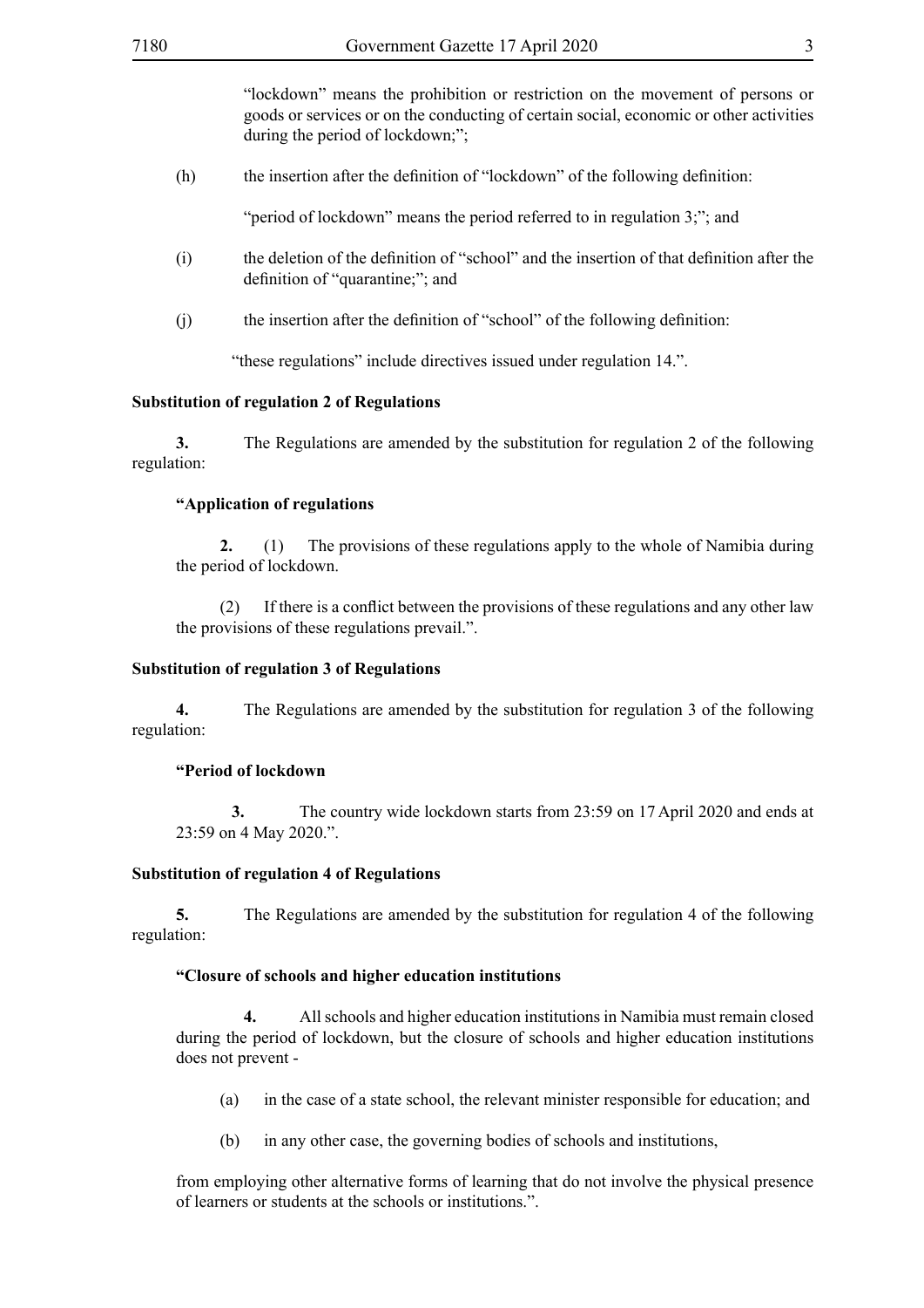"lockdown" means the prohibition or restriction on the movement of persons or goods or services or on the conducting of certain social, economic or other activities during the period of lockdown;";

(h) the insertion after the definition of "lockdown" of the following definition:

"period of lockdown" means the period referred to in regulation 3;"; and

(i) the deletion of the definition of "school" and the insertion of that definition after the definition of "quarantine;"; and

(j) the insertion after the definition of "school" of the following definition:

"these regulations" include directives issued under regulation 14.".

**Substitution of regulation 2 of Regulations**

**3.** The Regulations are amended by the substitution for regulation 2 of the following regulation:

**"Application of regulations**

**2.** (1) The provisions of these regulations apply to the whole of Namibia during the period of lockdown.

(2) If there is a conflict between the provisions of these regulations and any other law the provisions of these regulations prevail.".

**Substitution of regulation 3 of Regulations**

**4.** The Regulations are amended by the substitution for regulation 3 of the following regulation:

**"Period of lockdown**

**3.** The country wide lockdown starts from 23:59 on 17 April 2020 and ends at 23:59 on 4 May 2020.".

**Substitution of regulation 4 of Regulations**

**5.** The Regulations are amended by the substitution for regulation 4 of the following regulation:

**"Closure of schools and higher education institutions**

**4.** All schools and higher education institutions in Namibia must remain closed during the period of lockdown, but the closure of schools and higher education institutions does not prevent -

(a) in the case of a state school, the relevant minister responsible for education; and

(b) in any other case, the governing bodies of schools and institutions,

from employing other alternative forms of learning that do not involve the physical presence of learners or students at the schools or institutions.".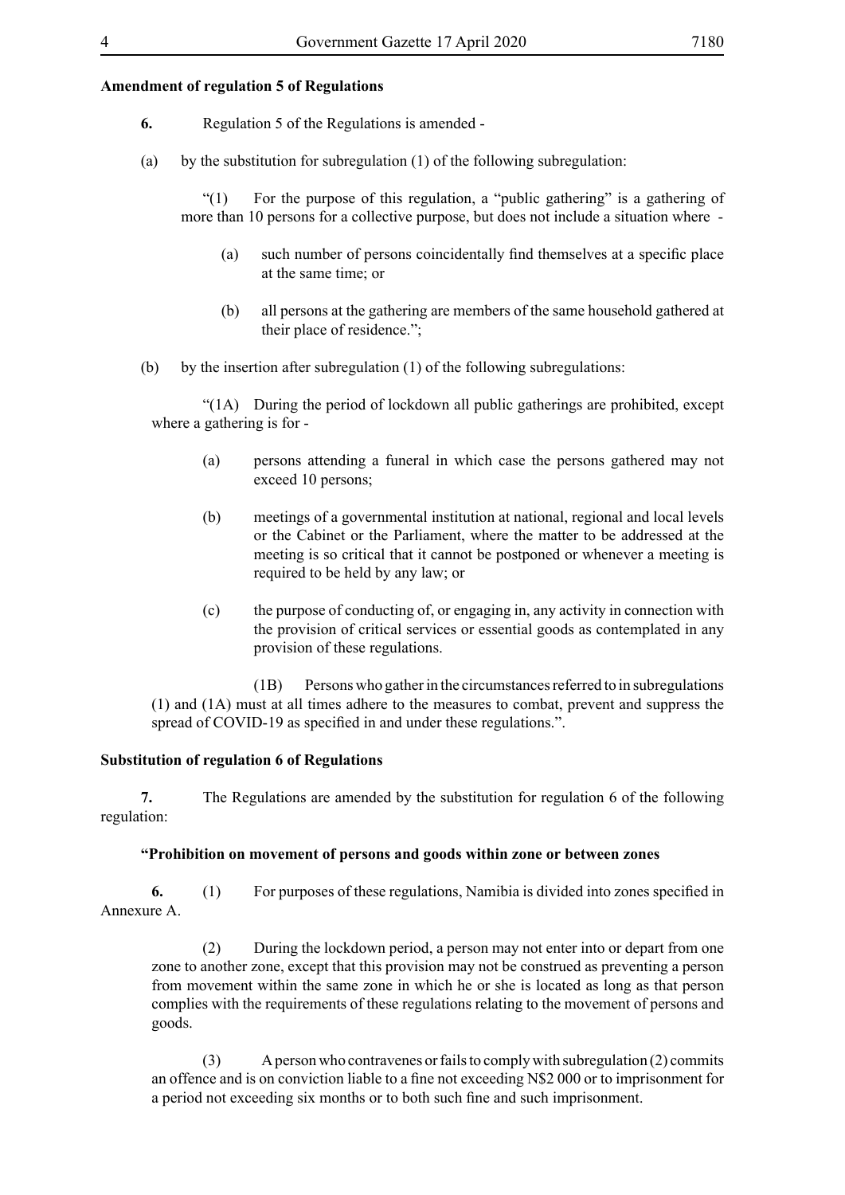**Amendment of regulation 5 of Regulations**

**6.** Regulation 5 of the Regulations is amended -

(a) by the substitution for subregulation (1) of the following subregulation:

"(1) For the purpose of this regulation, a "public gathering" is a gathering of more than 10 persons for a collective purpose, but does not include a situation where -

(a) such number of persons coincidentally find themselves at a specific place at the same time; or

(b) all persons at the gathering are members of the same household gathered at their place of residence.";

(b) by the insertion after subregulation (1) of the following subregulations:

"(1A) During the period of lockdown all public gatherings are prohibited, except where a gathering is for -

(a) persons attending a funeral in which case the persons gathered may not exceed 10 persons;

(b) meetings of a governmental institution at national, regional and local levels or the Cabinet or the Parliament, where the matter to be addressed at the meeting is so critical that it cannot be postponed or whenever a meeting is required to be held by any law; or

(c) the purpose of conducting of, or engaging in, any activity in connection with the provision of critical services or essential goods as contemplated in any provision of these regulations.

(1B) Persons who gather in the circumstances referred to in subregulations (1) and (1A) must at all times adhere to the measures to combat, prevent and suppress the spread of COVID-19 as specified in and under these regulations.".

**Substitution of regulation 6 of Regulations**

**7.** The Regulations are amended by the substitution for regulation 6 of the following regulation:

**"Prohibition on movement of persons and goods within zone or between zones**

**6.** (1) For purposes of these regulations, Namibia is divided into zones specified in Annexure A.

(2) During the lockdown period, a person may not enter into or depart from one zone to another zone, except that this provision may not be construed as preventing a person from movement within the same zone in which he or she is located as long as that person complies with the requirements of these regulations relating to the movement of persons and goods.

(3) A person who contravenes or fails to comply with subregulation (2) commits an offence and is on conviction liable to a fine not exceeding N$2 000 or to imprisonment for a period not exceeding six months or to both such fine and such imprisonment.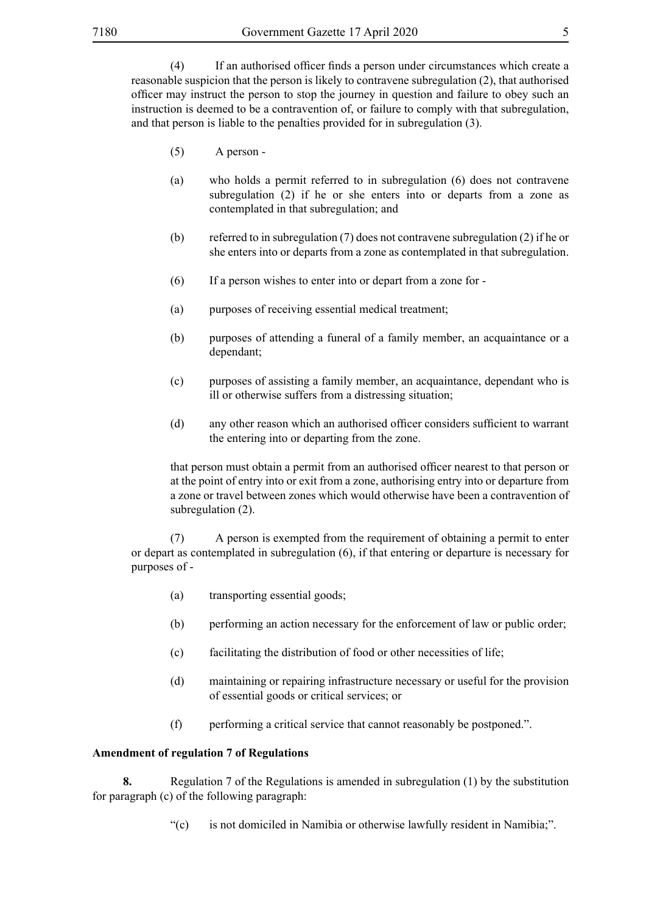(4) If an authorised officer finds a person under circumstances which create a reasonable suspicion that the person is likely to contravene subregulation (2), that authorised officer may instruct the person to stop the journey in question and failure to obey such an instruction is deemed to be a contravention of, or failure to comply with that subregulation, and that person is liable to the penalties provided for in subregulation (3).

(5) A person -

(a) who holds a permit referred to in subregulation (6) does not contravene subregulation (2) if he or she enters into or departs from a zone as contemplated in that subregulation; and

(b) referred to in subregulation (7) does not contravene subregulation (2) if he or she enters into or departs from a zone as contemplated in that subregulation.

(6) If a person wishes to enter into or depart from a zone for -

(a) purposes of receiving essential medical treatment;

(b) purposes of attending a funeral of a family member, an acquaintance or a dependant;

(c) purposes of assisting a family member, an acquaintance, dependant who is ill or otherwise suffers from a distressing situation;

(d) any other reason which an authorised officer considers sufficient to warrant the entering into or departing from the zone.

that person must obtain a permit from an authorised officer nearest to that person or at the point of entry into or exit from a zone, authorising entry into or departure from a zone or travel between zones which would otherwise have been a contravention of subregulation (2).

(7) A person is exempted from the requirement of obtaining a permit to enter or depart as contemplated in subregulation (6), if that entering or departure is necessary for purposes of -

(a) transporting essential goods;

(b) performing an action necessary for the enforcement of law or public order;

(c) facilitating the distribution of food or other necessities of life;

(d) maintaining or repairing infrastructure necessary or useful for the provision of essential goods or critical services; or

(f) performing a critical service that cannot reasonably be postponed.".

**Amendment of regulation 7 of Regulations**

**8.** Regulation 7 of the Regulations is amended in subregulation (1) by the substitution for paragraph (c) of the following paragraph:

"(c) is not domiciled in Namibia or otherwise lawfully resident in Namibia;".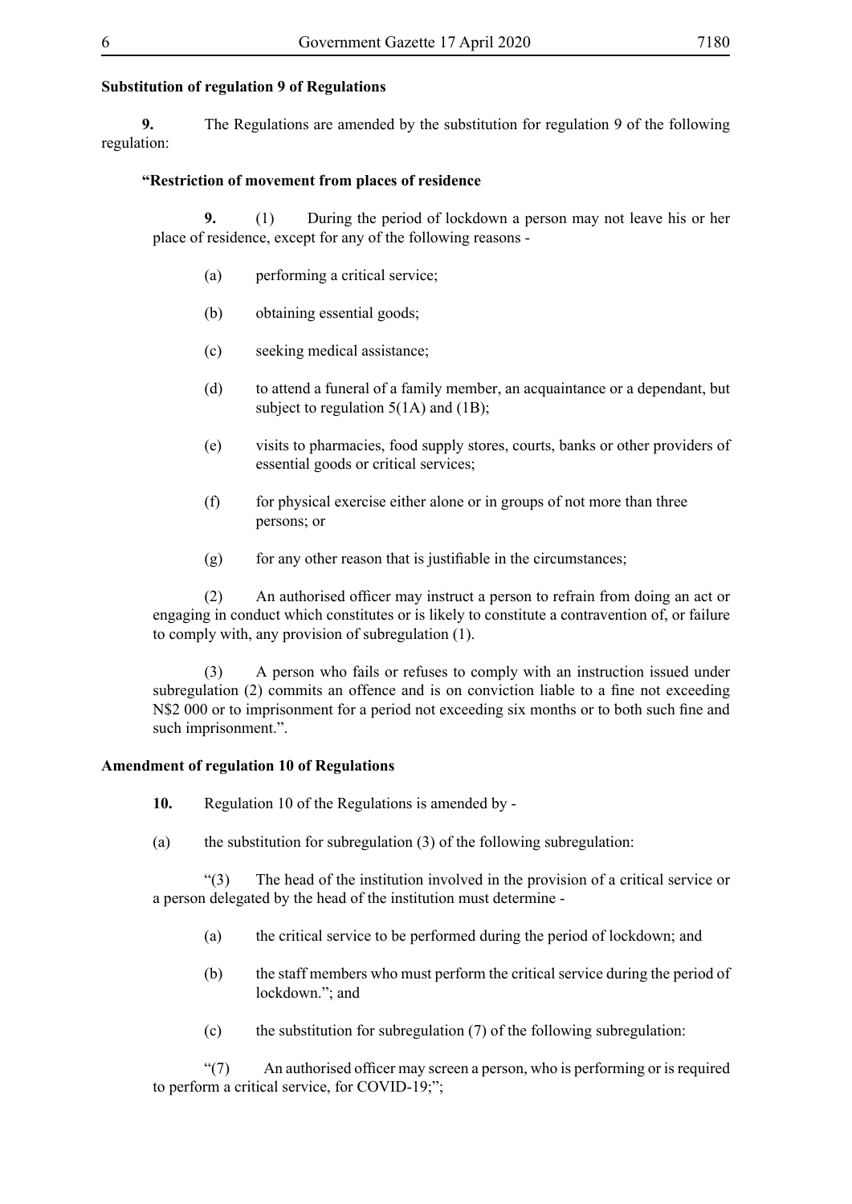**Substitution of regulation 9 of Regulations**

**9.** The Regulations are amended by the substitution for regulation 9 of the following regulation:

**"Restriction of movement from places of residence**

**9.** (1) During the period of lockdown a person may not leave his or her place of residence, except for any of the following reasons -

(a) performing a critical service;

(b) obtaining essential goods;

(c) seeking medical assistance;

(d) to attend a funeral of a family member, an acquaintance or a dependant, but subject to regulation 5(1A) and (1B);

(e) visits to pharmacies, food supply stores, courts, banks or other providers of essential goods or critical services;

(f) for physical exercise either alone or in groups of not more than three persons; or

(g) for any other reason that is justifiable in the circumstances;

(2) An authorised officer may instruct a person to refrain from doing an act or engaging in conduct which constitutes or is likely to constitute a contravention of, or failure to comply with, any provision of subregulation (1).

(3) A person who fails or refuses to comply with an instruction issued under subregulation (2) commits an offence and is on conviction liable to a fine not exceeding N$2 000 or to imprisonment for a period not exceeding six months or to both such fine and such imprisonment.".

**Amendment of regulation 10 of Regulations**

**10.** Regulation 10 of the Regulations is amended by -

(a) the substitution for subregulation (3) of the following subregulation:

"(3) The head of the institution involved in the provision of a critical service or a person delegated by the head of the institution must determine -

(a) the critical service to be performed during the period of lockdown; and

(b) the staff members who must perform the critical service during the period of lockdown."; and

(c) the substitution for subregulation (7) of the following subregulation:

"(7) An authorised officer may screen a person, who is performing or is required to perform a critical service, for COVID-19;";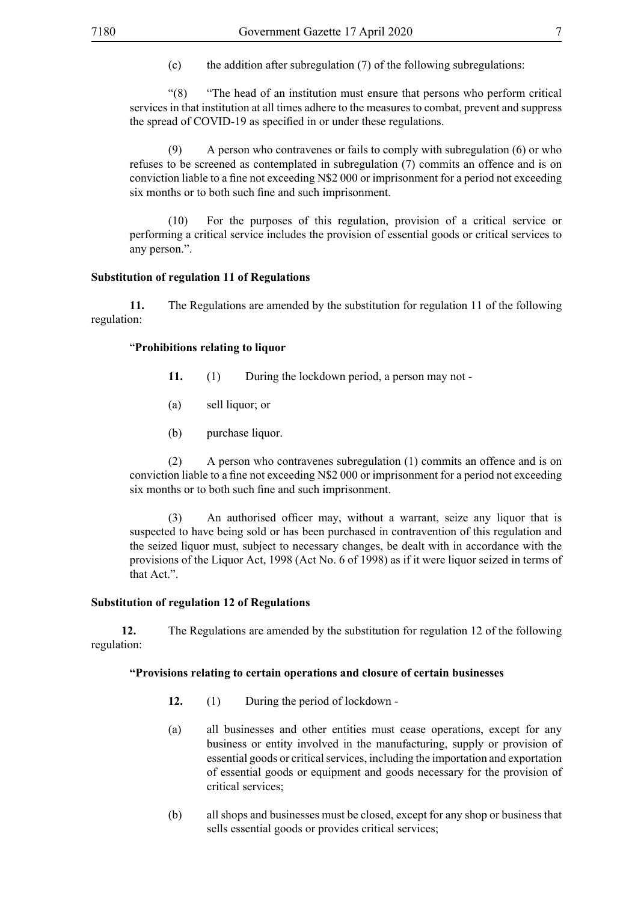(c) the addition after subregulation (7) of the following subregulations:

"(8) "The head of an institution must ensure that persons who perform critical services in that institution at all times adhere to the measures to combat, prevent and suppress the spread of COVID-19 as specified in or under these regulations.

(9) A person who contravenes or fails to comply with subregulation (6) or who refuses to be screened as contemplated in subregulation (7) commits an offence and is on conviction liable to a fine not exceeding N$2 000 or imprisonment for a period not exceeding six months or to both such fine and such imprisonment.

(10) For the purposes of this regulation, provision of a critical service or performing a critical service includes the provision of essential goods or critical services to any person.".

**Substitution of regulation 11 of Regulations**

**11.** The Regulations are amended by the substitution for regulation 11 of the following regulation:

"**Prohibitions relating to liquor**

**11.** (1) During the lockdown period, a person may not -

(a) sell liquor; or

(b) purchase liquor.

(2) A person who contravenes subregulation (1) commits an offence and is on conviction liable to a fine not exceeding N$2 000 or imprisonment for a period not exceeding six months or to both such fine and such imprisonment.

(3) An authorised officer may, without a warrant, seize any liquor that is suspected to have being sold or has been purchased in contravention of this regulation and the seized liquor must, subject to necessary changes, be dealt with in accordance with the provisions of the Liquor Act, 1998 (Act No. 6 of 1998) as if it were liquor seized in terms of that Act.".

**Substitution of regulation 12 of Regulations**

**12.** The Regulations are amended by the substitution for regulation 12 of the following regulation:

**"Provisions relating to certain operations and closure of certain businesses**

**12.** (1) During the period of lockdown -

(a) all businesses and other entities must cease operations, except for any business or entity involved in the manufacturing, supply or provision of essential goods or critical services, including the importation and exportation of essential goods or equipment and goods necessary for the provision of critical services;

(b) all shops and businesses must be closed, except for any shop or business that sells essential goods or provides critical services;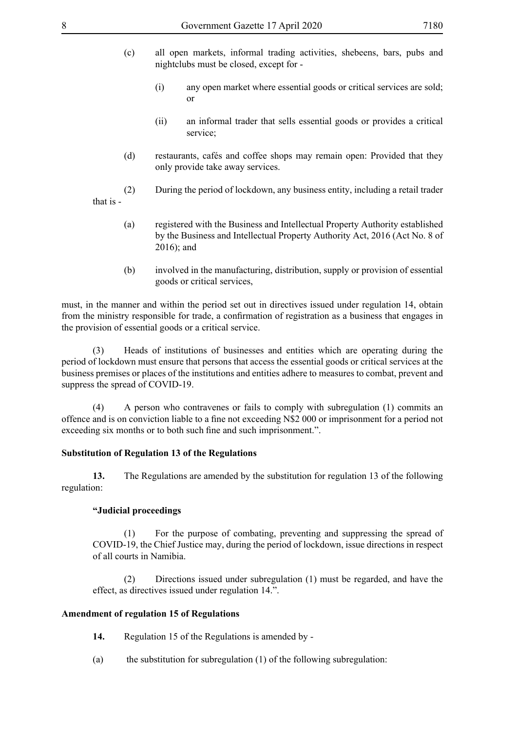(c) all open markets, informal trading activities, shebeens, bars, pubs and nightclubs must be closed, except for -

(i) any open market where essential goods or critical services are sold; or

(ii) an informal trader that sells essential goods or provides a critical service;

(d) restaurants, cafés and coffee shops may remain open: Provided that they only provide take away services.

(2) During the period of lockdown, any business entity, including a retail trader that is -

(a) registered with the Business and Intellectual Property Authority established by the Business and Intellectual Property Authority Act, 2016 (Act No. 8 of 2016); and

(b) involved in the manufacturing, distribution, supply or provision of essential goods or critical services,

must, in the manner and within the period set out in directives issued under regulation 14, obtain from the ministry responsible for trade, a confirmation of registration as a business that engages in the provision of essential goods or a critical service.

(3) Heads of institutions of businesses and entities which are operating during the period of lockdown must ensure that persons that access the essential goods or critical services at the business premises or places of the institutions and entities adhere to measures to combat, prevent and suppress the spread of COVID-19.

(4) A person who contravenes or fails to comply with subregulation (1) commits an offence and is on conviction liable to a fine not exceeding N$2 000 or imprisonment for a period not exceeding six months or to both such fine and such imprisonment.".

**Substitution of Regulation 13 of the Regulations**

**13.** The Regulations are amended by the substitution for regulation 13 of the following regulation:

**"Judicial proceedings**

(1) For the purpose of combating, preventing and suppressing the spread of COVID-19, the Chief Justice may, during the period of lockdown, issue directions in respect of all courts in Namibia.

(2) Directions issued under subregulation (1) must be regarded, and have the effect, as directives issued under regulation 14.".

**Amendment of regulation 15 of Regulations**

**14.** Regulation 15 of the Regulations is amended by -

(a) the substitution for subregulation (1) of the following subregulation: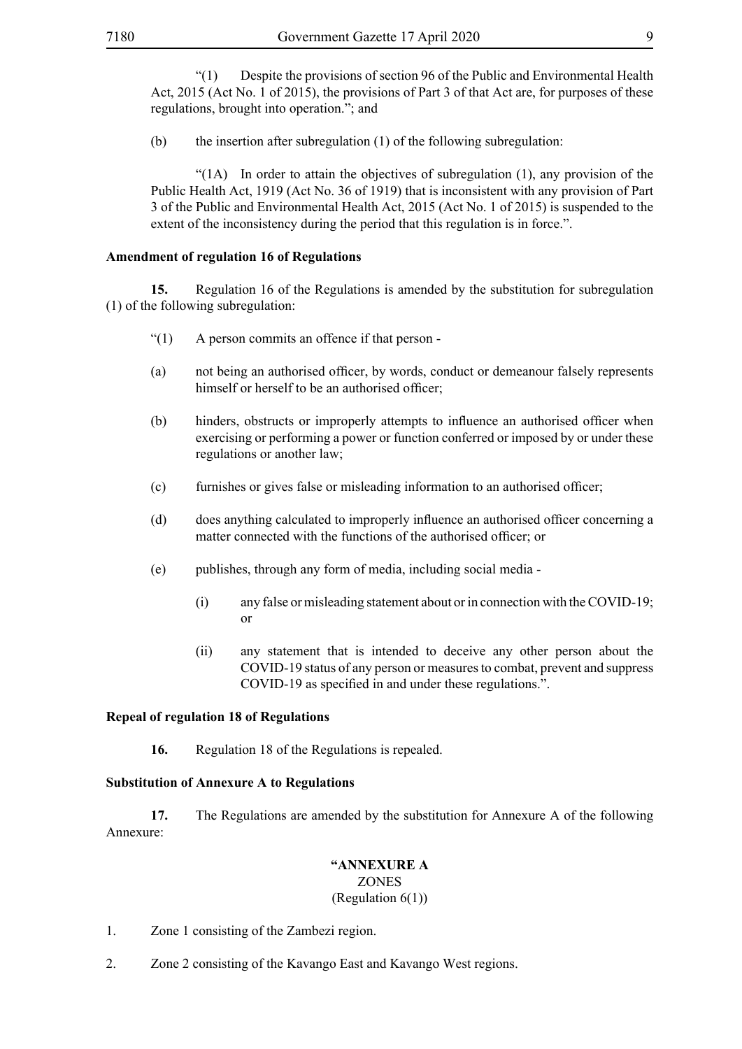"(1) Despite the provisions of section 96 of the Public and Environmental Health Act, 2015 (Act No. 1 of 2015), the provisions of Part 3 of that Act are, for purposes of these regulations, brought into operation."; and

(b) the insertion after subregulation (1) of the following subregulation:

"(1A) In order to attain the objectives of subregulation (1), any provision of the Public Health Act, 1919 (Act No. 36 of 1919) that is inconsistent with any provision of Part 3 of the Public and Environmental Health Act, 2015 (Act No. 1 of 2015) is suspended to the extent of the inconsistency during the period that this regulation is in force.".

**Amendment of regulation 16 of Regulations**

**15.** Regulation 16 of the Regulations is amended by the substitution for subregulation (1) of the following subregulation:

"(1) A person commits an offence if that person -

(a) not being an authorised officer, by words, conduct or demeanour falsely represents himself or herself to be an authorised officer;

(b) hinders, obstructs or improperly attempts to influence an authorised officer when exercising or performing a power or function conferred or imposed by or under these regulations or another law;

(c) furnishes or gives false or misleading information to an authorised officer;

(d) does anything calculated to improperly influence an authorised officer concerning a matter connected with the functions of the authorised officer; or

(e) publishes, through any form of media, including social media -

(i) any false or misleading statement about or in connection with the COVID-19; or

(ii) any statement that is intended to deceive any other person about the COVID-19 status of any person or measures to combat, prevent and suppress COVID-19 as specified in and under these regulations.".

**Repeal of regulation 18 of Regulations**

**16.** Regulation 18 of the Regulations is repealed.

**Substitution of Annexure A to Regulations**

**17.** The Regulations are amended by the substitution for Annexure A of the following Annexure:

**"ANNEXURE A**
ZONES
(Regulation 6(1))

1. Zone 1 consisting of the Zambezi region.

2. Zone 2 consisting of the Kavango East and Kavango West regions.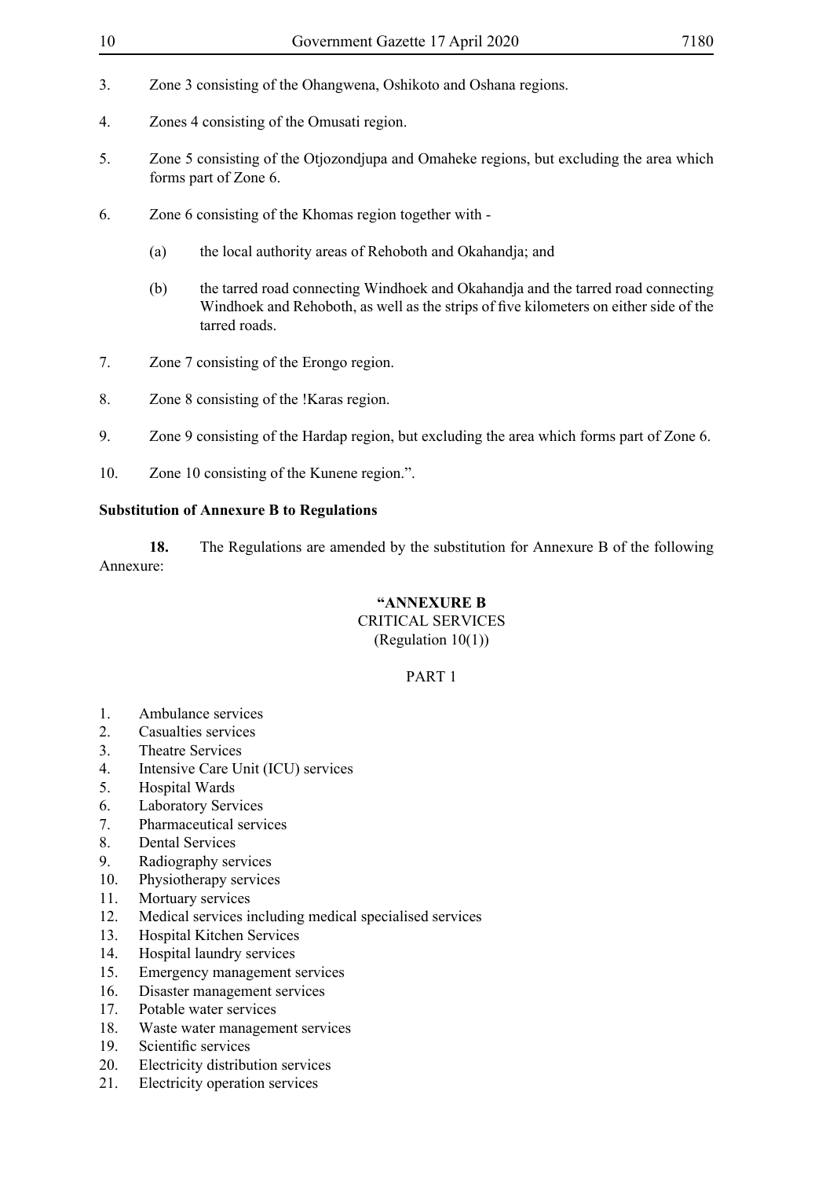3. Zone 3 consisting of the Ohangwena, Oshikoto and Oshana regions.

4. Zones 4 consisting of the Omusati region.

5. Zone 5 consisting of the Otjozondjupa and Omaheke regions, but excluding the area which forms part of Zone 6.

6. Zone 6 consisting of the Khomas region together with -

   (a) the local authority areas of Rehoboth and Okahandja; and

   (b) the tarred road connecting Windhoek and Okahandja and the tarred road connecting Windhoek and Rehoboth, as well as the strips of five kilometers on either side of the tarred roads.

7. Zone 7 consisting of the Erongo region.

8. Zone 8 consisting of the !Karas region.

9. Zone 9 consisting of the Hardap region, but excluding the area which forms part of Zone 6.

10. Zone 10 consisting of the Kunene region.".

**Substitution of Annexure B to Regulations**

**18.** The Regulations are amended by the substitution for Annexure B of the following Annexure:

**"ANNEXURE B**

CRITICAL SERVICES
(Regulation 10(1))

PART 1

1. Ambulance services
2. Casualties services
3. Theatre Services
4. Intensive Care Unit (ICU) services
5. Hospital Wards
6. Laboratory Services
7. Pharmaceutical services
8. Dental Services
9. Radiography services
10. Physiotherapy services
11. Mortuary services
12. Medical services including medical specialised services
13. Hospital Kitchen Services
14. Hospital laundry services
15. Emergency management services
16. Disaster management services
17. Potable water services
18. Waste water management services
19. Scientific services
20. Electricity distribution services
21. Electricity operation services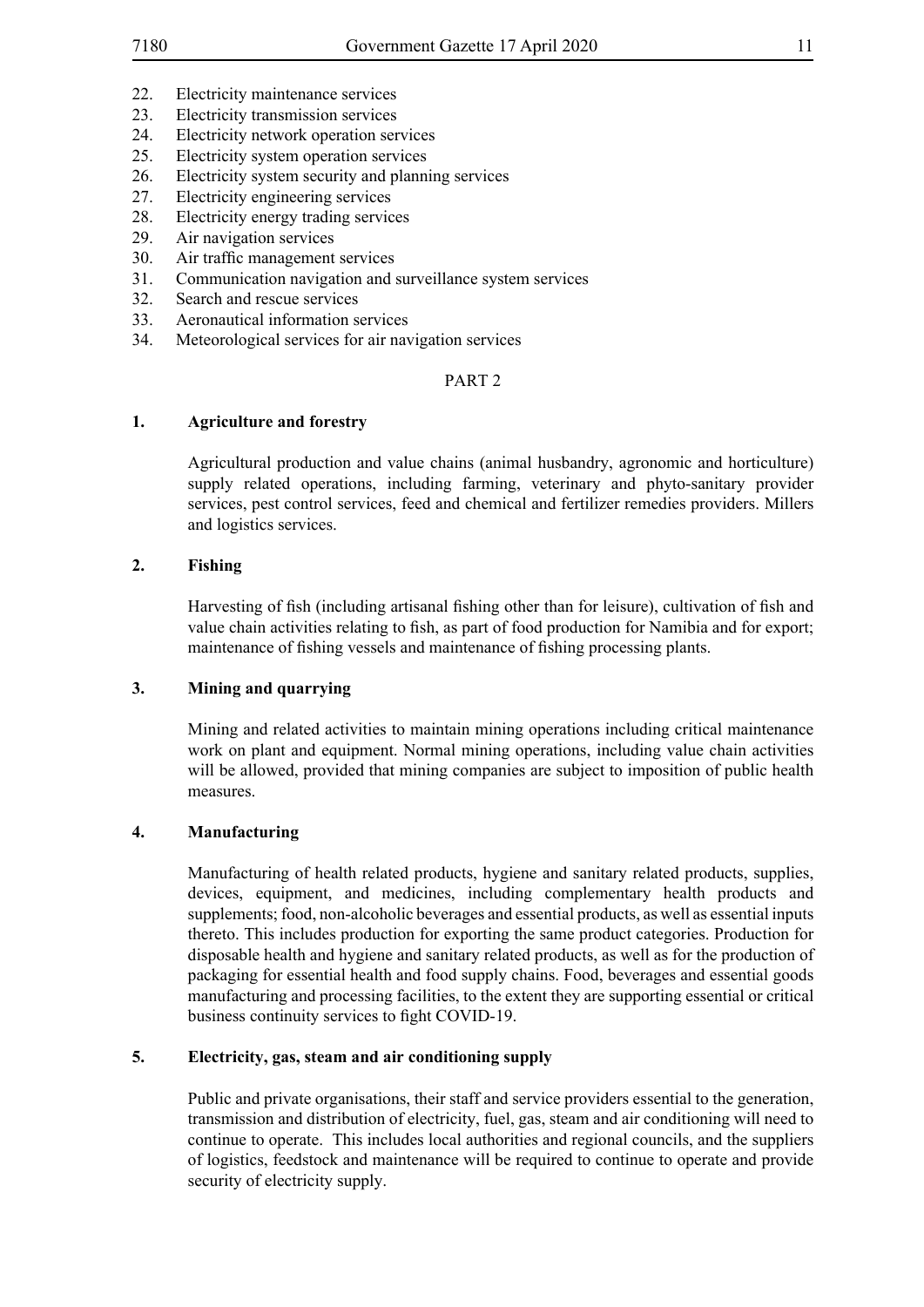22. Electricity maintenance services
23. Electricity transmission services
24. Electricity network operation services
25. Electricity system operation services
26. Electricity system security and planning services
27. Electricity engineering services
28. Electricity energy trading services
29. Air navigation services
30. Air traffic management services
31. Communication navigation and surveillance system services
32. Search and rescue services
33. Aeronautical information services
34. Meteorological services for air navigation services

PART 2

**1. Agriculture and forestry**

Agricultural production and value chains (animal husbandry, agronomic and horticulture) supply related operations, including farming, veterinary and phyto-sanitary provider services, pest control services, feed and chemical and fertilizer remedies providers. Millers and logistics services.

**2. Fishing**

Harvesting of fish (including artisanal fishing other than for leisure), cultivation of fish and value chain activities relating to fish, as part of food production for Namibia and for export; maintenance of fishing vessels and maintenance of fishing processing plants.

**3. Mining and quarrying**

Mining and related activities to maintain mining operations including critical maintenance work on plant and equipment. Normal mining operations, including value chain activities will be allowed, provided that mining companies are subject to imposition of public health measures.

**4. Manufacturing**

Manufacturing of health related products, hygiene and sanitary related products, supplies, devices, equipment, and medicines, including complementary health products and supplements; food, non-alcoholic beverages and essential products, as well as essential inputs thereto. This includes production for exporting the same product categories. Production for disposable health and hygiene and sanitary related products, as well as for the production of packaging for essential health and food supply chains. Food, beverages and essential goods manufacturing and processing facilities, to the extent they are supporting essential or critical business continuity services to fight COVID-19.

**5. Electricity, gas, steam and air conditioning supply**

Public and private organisations, their staff and service providers essential to the generation, transmission and distribution of electricity, fuel, gas, steam and air conditioning will need to continue to operate. This includes local authorities and regional councils, and the suppliers of logistics, feedstock and maintenance will be required to continue to operate and provide security of electricity supply.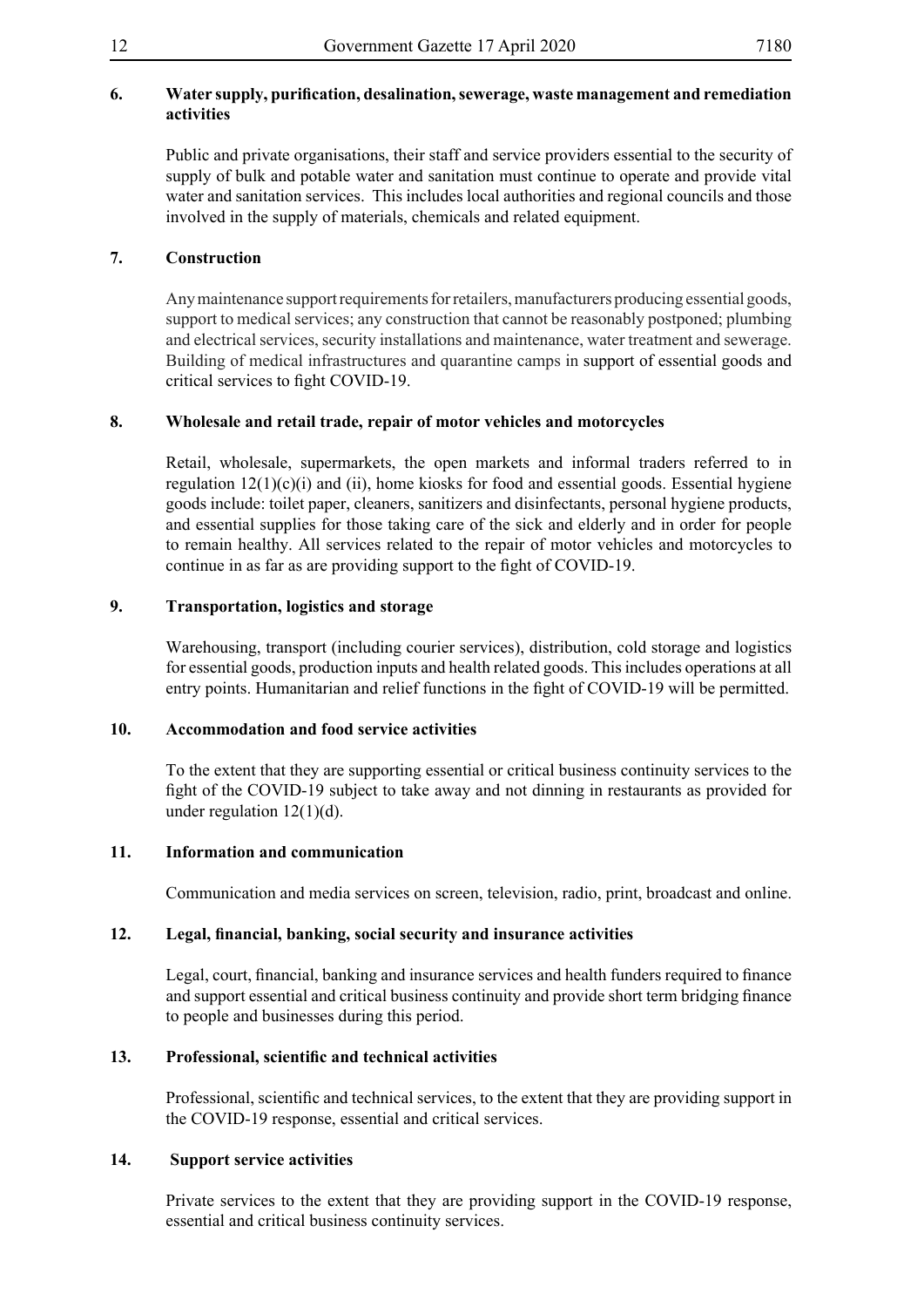**6. Water supply, purification, desalination, sewerage, waste management and remediation activities**

Public and private organisations, their staff and service providers essential to the security of supply of bulk and potable water and sanitation must continue to operate and provide vital water and sanitation services. This includes local authorities and regional councils and those involved in the supply of materials, chemicals and related equipment.

**7. Construction**

Any maintenance support requirements for retailers, manufacturers producing essential goods, support to medical services; any construction that cannot be reasonably postponed; plumbing and electrical services, security installations and maintenance, water treatment and sewerage. Building of medical infrastructures and quarantine camps in support of essential goods and critical services to fight COVID-19.

**8. Wholesale and retail trade, repair of motor vehicles and motorcycles**

Retail, wholesale, supermarkets, the open markets and informal traders referred to in regulation 12(1)(c)(i) and (ii), home kiosks for food and essential goods. Essential hygiene goods include: toilet paper, cleaners, sanitizers and disinfectants, personal hygiene products, and essential supplies for those taking care of the sick and elderly and in order for people to remain healthy. All services related to the repair of motor vehicles and motorcycles to continue in as far as are providing support to the fight of COVID-19.

**9. Transportation, logistics and storage**

Warehousing, transport (including courier services), distribution, cold storage and logistics for essential goods, production inputs and health related goods. This includes operations at all entry points. Humanitarian and relief functions in the fight of COVID-19 will be permitted.

**10. Accommodation and food service activities**

To the extent that they are supporting essential or critical business continuity services to the fight of the COVID-19 subject to take away and not dinning in restaurants as provided for under regulation 12(1)(d).

**11. Information and communication**

Communication and media services on screen, television, radio, print, broadcast and online.

**12. Legal, financial, banking, social security and insurance activities**

Legal, court, financial, banking and insurance services and health funders required to finance and support essential and critical business continuity and provide short term bridging finance to people and businesses during this period.

**13. Professional, scientific and technical activities**

Professional, scientific and technical services, to the extent that they are providing support in the COVID-19 response, essential and critical services.

**14. Support service activities**

Private services to the extent that they are providing support in the COVID-19 response, essential and critical business continuity services.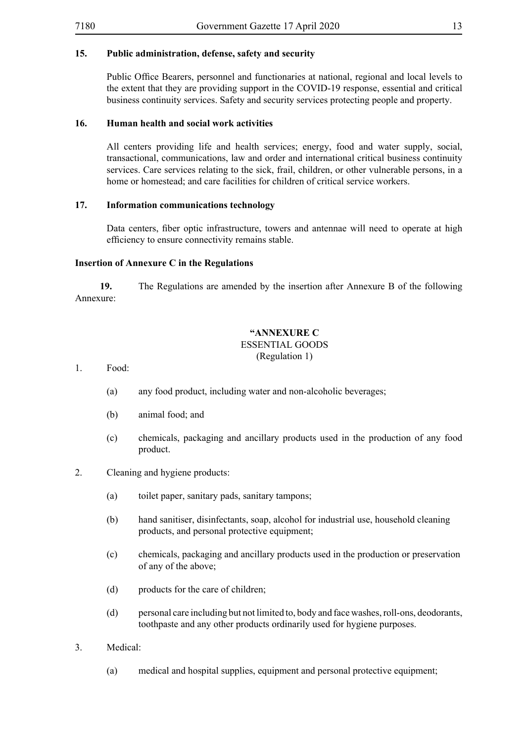**15. Public administration, defense, safety and security**

Public Office Bearers, personnel and functionaries at national, regional and local levels to the extent that they are providing support in the COVID-19 response, essential and critical business continuity services. Safety and security services protecting people and property.

**16. Human health and social work activities**

All centers providing life and health services; energy, food and water supply, social, transactional, communications, law and order and international critical business continuity services. Care services relating to the sick, frail, children, or other vulnerable persons, in a home or homestead; and care facilities for children of critical service workers.

**17. Information communications technology**

Data centers, fiber optic infrastructure, towers and antennae will need to operate at high efficiency to ensure connectivity remains stable.

**Insertion of Annexure C in the Regulations**

**19.** The Regulations are amended by the insertion after Annexure B of the following Annexure:

**"ANNEXURE C**

ESSENTIAL GOODS

(Regulation 1)

1. Food:

   (a) any food product, including water and non-alcoholic beverages;

   (b) animal food; and

   (c) chemicals, packaging and ancillary products used in the production of any food product.

2. Cleaning and hygiene products:

   (a) toilet paper, sanitary pads, sanitary tampons;

   (b) hand sanitiser, disinfectants, soap, alcohol for industrial use, household cleaning products, and personal protective equipment;

   (c) chemicals, packaging and ancillary products used in the production or preservation of any of the above;

   (d) products for the care of children;

   (d) personal care including but not limited to, body and face washes, roll-ons, deodorants, toothpaste and any other products ordinarily used for hygiene purposes.

3. Medical:

   (a) medical and hospital supplies, equipment and personal protective equipment;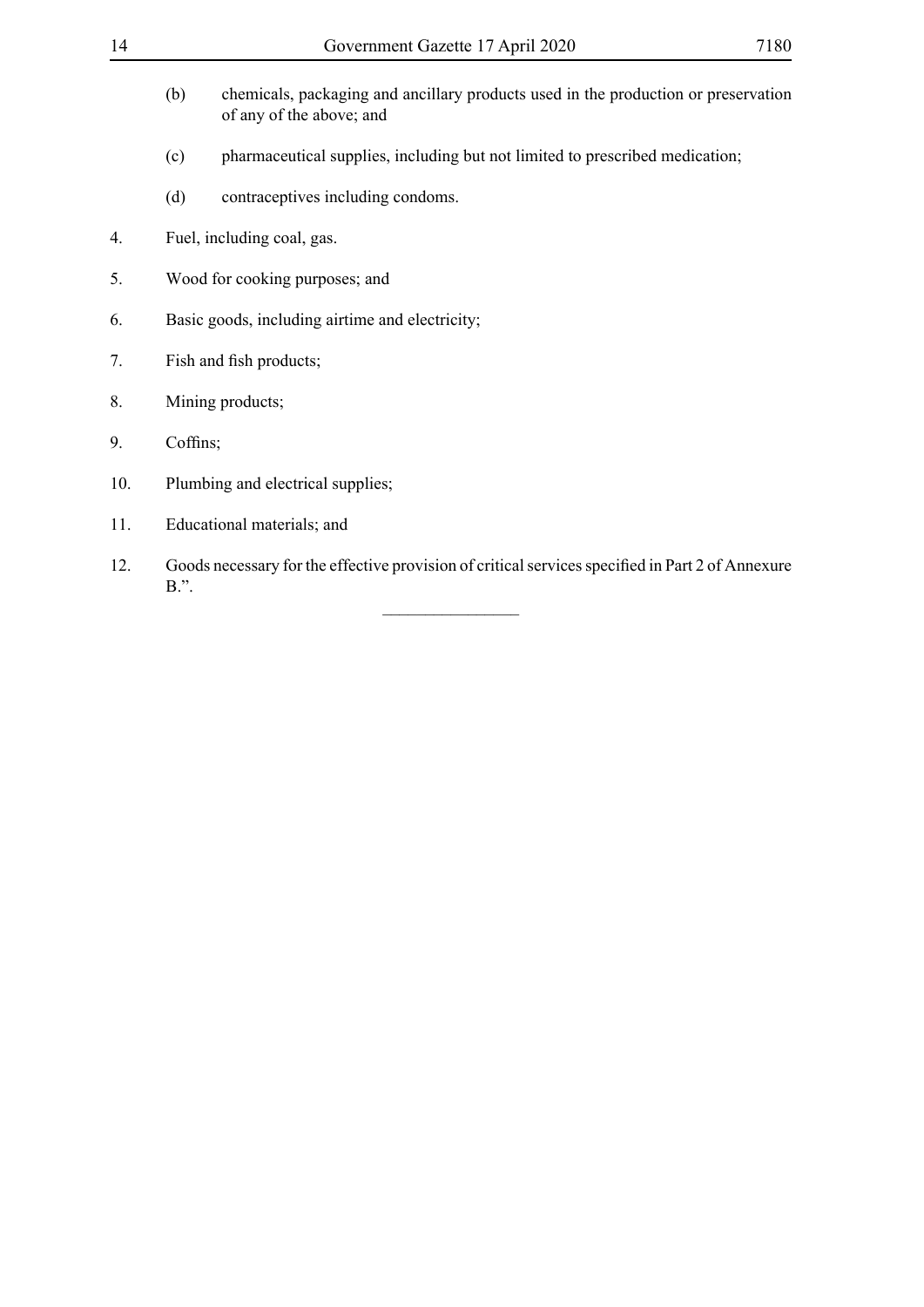(b) chemicals, packaging and ancillary products used in the production or preservation of any of the above; and

(c) pharmaceutical supplies, including but not limited to prescribed medication;

(d) contraceptives including condoms.

4. Fuel, including coal, gas.

5. Wood for cooking purposes; and

6. Basic goods, including airtime and electricity;

7. Fish and fish products;

8. Mining products;

9. Coffins;

10. Plumbing and electrical supplies;

11. Educational materials; and

12. Goods necessary for the effective provision of critical services specified in Part 2 of Annexure B.”.

________________